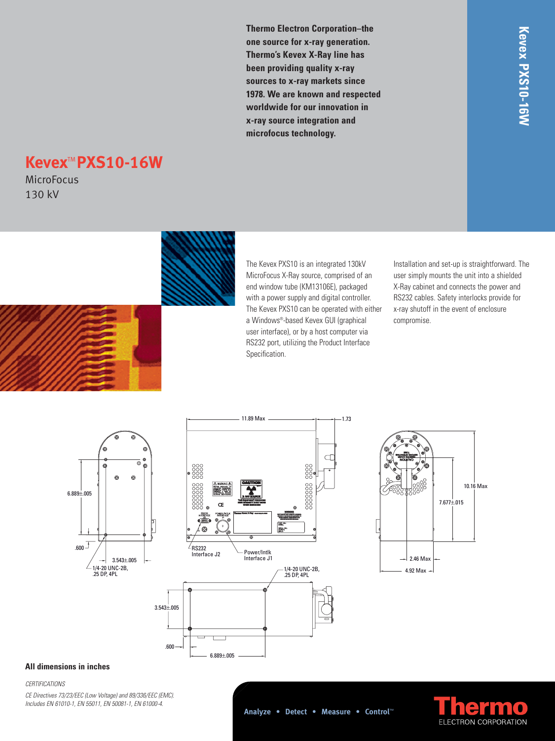Thermo Electron Corporation–the one source for x-ray generation. Thermo's Kevex X-Ray line has been providing quality x-ray sources to x-ray markets since 1978. We are known and respected worldwide for our innovation in x-ray source integration and microfocus technology.

# Kevex™ PXS10-16W

MicroFocus
130 kV

The Kevex PXS10 is an integrated 130kV MicroFocus X-Ray source, comprised of an end window tube (KM13106E), packaged with a power supply and digital controller. The Kevex PXS10 can be operated with either a Windows®-based Kevex GUI (graphical user interface), or by a host computer via RS232 port, utilizing the Product Interface Specification.

Installation and set-up is straightforward. The user simply mounts the unit into a shielded X-Ray cabinet and connects the power and RS232 cables. Safety interlocks provide for x-ray shutoff in the event of enclosure compromise.

11.89 Max

1.73

6.889±.005

.600

3.543±.005

1/4-20 UNC-2B, .25 DP, 4PL

RS232 Interface J2

Power/Intlk Interface J1

10.16 Max

7.677±.015

2.46 Max

4.92 Max

1/4-20 UNC-2B, .25 DP, 4PL

3.543±.005

.600

6.889±.005

**All dimensions in inches**

*CERTIFICATIONS*

*CE Directives 73/23/EEC (Low Voltage) and 89/336/EEC (EMC). Includes EN 61010-1, EN 55011, EN 50081-1, EN 61000-4.*

Analyze • Detect • Measure • Control™

Thermo ELECTRON CORPORATION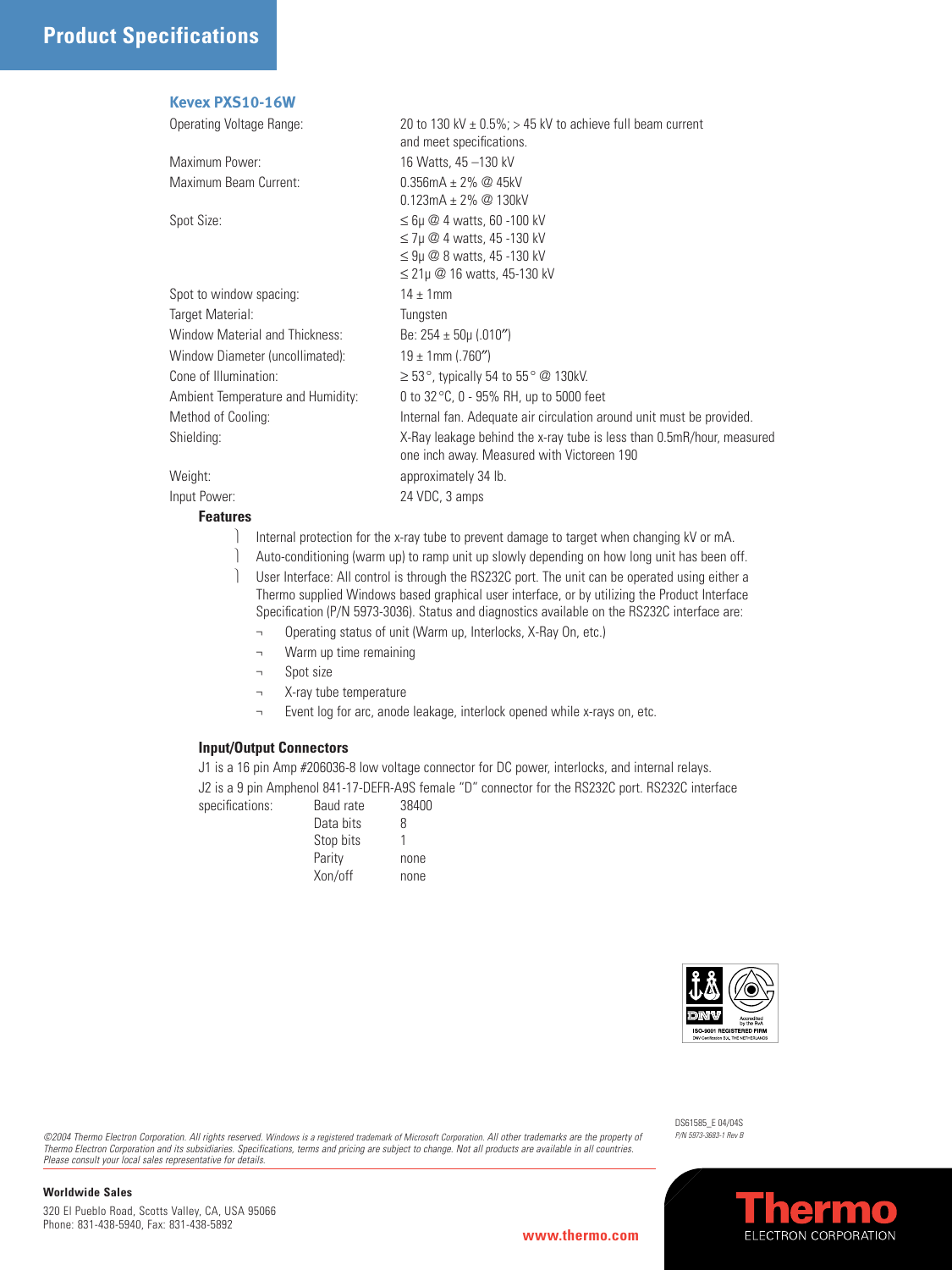# Product Specifications

## Kevex PXS10-16W

| | |
|---|---|
| Operating Voltage Range: | 20 to 130 kV ± 0.5%; > 45 kV to achieve full beam current and meet specifications. |
| Maximum Power: | 16 Watts, 45 –130 kV |
| Maximum Beam Current: | 0.356mA ± 2% @ 45kV<br>0.123mA ± 2% @ 130kV |
| Spot Size: | ≤ 6μ @ 4 watts, 60 -100 kV<br>≤ 7μ @ 4 watts, 45 -130 kV<br>≤ 9μ @ 8 watts, 45 -130 kV<br>≤ 21μ @ 16 watts, 45-130 kV |
| Spot to window spacing: | 14 ± 1mm |
| Target Material: | Tungsten |
| Window Material and Thickness: | Be: 254 ± 50μ (.010") |
| Window Diameter (uncollimated): | 19 ± 1mm (.760") |
| Cone of Illumination: | ≥ 53°, typically 54 to 55° @ 130kV. |
| Ambient Temperature and Humidity: | 0 to 32°C, 0 - 95% RH, up to 5000 feet |
| Method of Cooling: | Internal fan. Adequate air circulation around unit must be provided. |
| Shielding: | X-Ray leakage behind the x-ray tube is less than 0.5mR/hour, measured one inch away. Measured with Victoreen 190 |
| Weight: | approximately 34 lb. |
| Input Power: | 24 VDC, 3 amps |

### Features

- Internal protection for the x-ray tube to prevent damage to target when changing kV or mA.
- Auto-conditioning (warm up) to ramp unit up slowly depending on how long unit has been off.
- User Interface: All control is through the RS232C port. The unit can be operated using either a Thermo supplied Windows based graphical user interface, or by utilizing the Product Interface Specification (P/N 5973-3036). Status and diagnostics available on the RS232C interface are:
  - Operating status of unit (Warm up, Interlocks, X-Ray On, etc.)
  - Warm up time remaining
  - Spot size
  - X-ray tube temperature
  - Event log for arc, anode leakage, interlock opened while x-rays on, etc.

### Input/Output Connectors

J1 is a 16 pin Amp #206036-8 low voltage connector for DC power, interlocks, and internal relays.

J2 is a 9 pin Amphenol 841-17-DEFR-A9S female "D" connector for the RS232C port. RS232C interface specifications:

| | |
|---|---|
| Baud rate | 38400 |
| Data bits | 8 |
| Stop bits | 1 |
| Parity | none |
| Xon/off | none |

ISO-9001 REGISTERED FIRM

DS61585_E 04/04S

*P/N 5973-3683-1 Rev B*

*©2004 Thermo Electron Corporation. All rights reserved. Windows is a registered trademark of Microsoft Corporation. All other trademarks are the property of Thermo Electron Corporation and its subsidiaries. Specifications, terms and pricing are subject to change. Not all products are available in all countries. Please consult your local sales representative for details.*

**Worldwide Sales**

320 El Pueblo Road, Scotts Valley, CA, USA 95066
Phone: 831-438-5940, Fax: 831-438-5892

www.thermo.com

Thermo ELECTRON CORPORATION